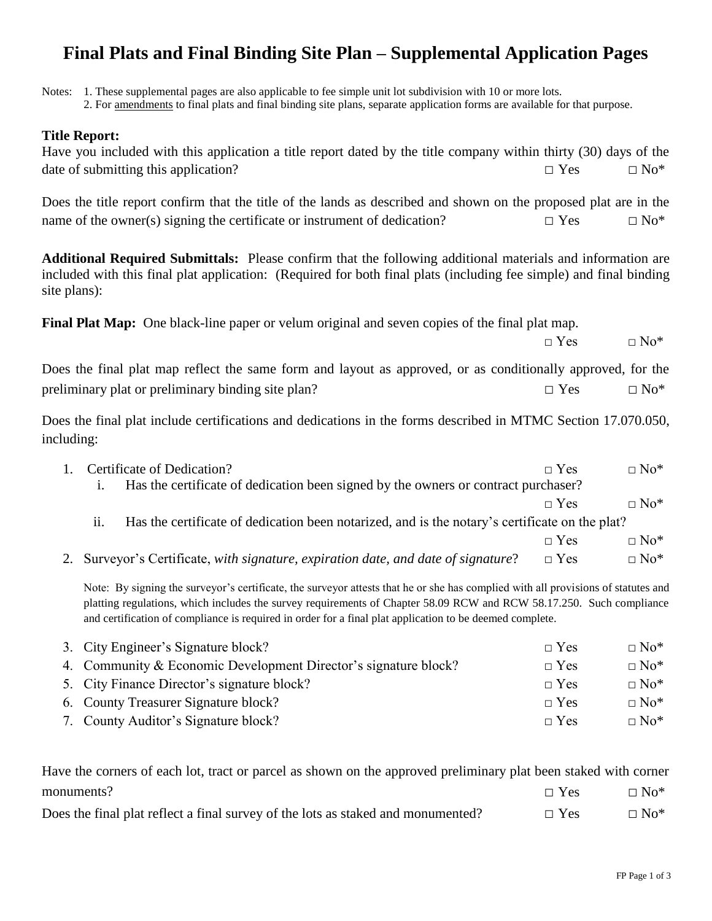# Final Plats and Final Binding Site Plan – Supplemental Application Pages

Notes: 1. These supplemental pages are also applicable to fee simple unit lot subdivision with 10 or more lots.
2. For amendments to final plats and final binding site plans, separate application forms are available for that purpose.

**Title Report:**
Have you included with this application a title report dated by the title company within thirty (30) days of the date of submitting this application? □ Yes □ No*

Does the title report confirm that the title of the lands as described and shown on the proposed plat are in the name of the owner(s) signing the certificate or instrument of dedication? □ Yes □ No*

**Additional Required Submittals:** Please confirm that the following additional materials and information are included with this final plat application: (Required for both final plats (including fee simple) and final binding site plans):

**Final Plat Map:** One black-line paper or velum original and seven copies of the final plat map. □ Yes □ No*

Does the final plat map reflect the same form and layout as approved, or as conditionally approved, for the preliminary plat or preliminary binding site plan? □ Yes □ No*

Does the final plat include certifications and dedications in the forms described in MTMC Section 17.070.050, including:

1. Certificate of Dedication? □ Yes □ No*
   i. Has the certificate of dedication been signed by the owners or contract purchaser? □ Yes □ No*
   ii. Has the certificate of dedication been notarized, and is the notary's certificate on the plat? □ Yes □ No*
2. Surveyor's Certificate, *with signature, expiration date, and date of signature*? □ Yes □ No*

   Note: By signing the surveyor's certificate, the surveyor attests that he or she has complied with all provisions of statutes and platting regulations, which includes the survey requirements of Chapter 58.09 RCW and RCW 58.17.250. Such compliance and certification of compliance is required in order for a final plat application to be deemed complete.

3. City Engineer's Signature block? □ Yes □ No*
4. Community & Economic Development Director's signature block? □ Yes □ No*
5. City Finance Director's signature block? □ Yes □ No*
6. County Treasurer Signature block? □ Yes □ No*
7. County Auditor's Signature block? □ Yes □ No*

Have the corners of each lot, tract or parcel as shown on the approved preliminary plat been staked with corner monuments? □ Yes □ No*

Does the final plat reflect a final survey of the lots as staked and monumented? □ Yes □ No*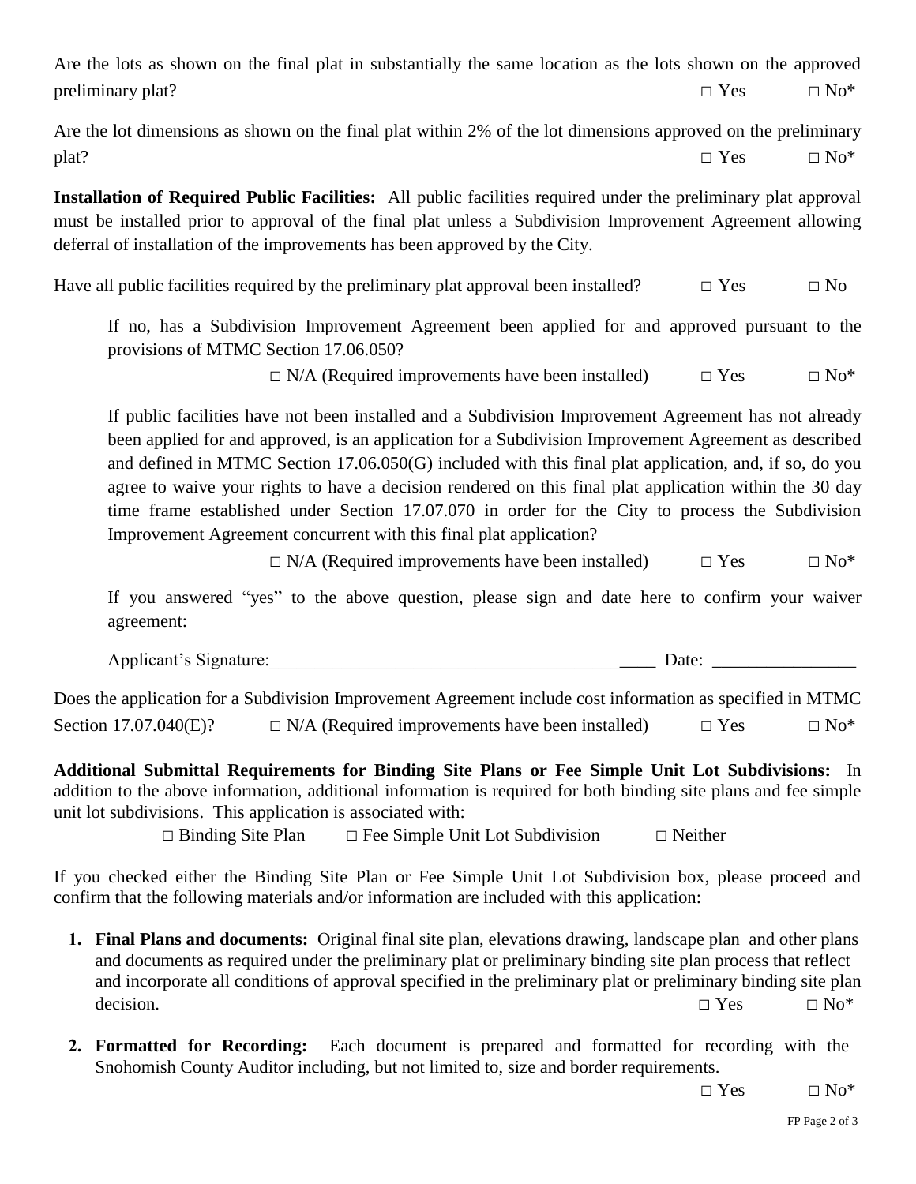Are the lots as shown on the final plat in substantially the same location as the lots shown on the approved preliminary plat? □ Yes □ No*

Are the lot dimensions as shown on the final plat within 2% of the lot dimensions approved on the preliminary plat? □ Yes □ No*

**Installation of Required Public Facilities:** All public facilities required under the preliminary plat approval must be installed prior to approval of the final plat unless a Subdivision Improvement Agreement allowing deferral of installation of the improvements has been approved by the City.

Have all public facilities required by the preliminary plat approval been installed? □ Yes □ No

If no, has a Subdivision Improvement Agreement been applied for and approved pursuant to the provisions of MTMC Section 17.06.050?

□ N/A (Required improvements have been installed) □ Yes □ No*

If public facilities have not been installed and a Subdivision Improvement Agreement has not already been applied for and approved, is an application for a Subdivision Improvement Agreement as described and defined in MTMC Section 17.06.050(G) included with this final plat application, and, if so, do you agree to waive your rights to have a decision rendered on this final plat application within the 30 day time frame established under Section 17.07.070 in order for the City to process the Subdivision Improvement Agreement concurrent with this final plat application?

□ N/A (Required improvements have been installed) □ Yes □ No*

If you answered "yes" to the above question, please sign and date here to confirm your waiver agreement:

Applicant's Signature:_____________________________________________ Date: ________________

Does the application for a Subdivision Improvement Agreement include cost information as specified in MTMC Section 17.07.040(E)? □ N/A (Required improvements have been installed) □ Yes □ No*

**Additional Submittal Requirements for Binding Site Plans or Fee Simple Unit Lot Subdivisions:** In addition to the above information, additional information is required for both binding site plans and fee simple unit lot subdivisions. This application is associated with:

□ Binding Site Plan □ Fee Simple Unit Lot Subdivision □ Neither

If you checked either the Binding Site Plan or Fee Simple Unit Lot Subdivision box, please proceed and confirm that the following materials and/or information are included with this application:

1. **Final Plans and documents:** Original final site plan, elevations drawing, landscape plan and other plans and documents as required under the preliminary plat or preliminary binding site plan process that reflect and incorporate all conditions of approval specified in the preliminary plat or preliminary binding site plan decision. □ Yes □ No*

2. **Formatted for Recording:** Each document is prepared and formatted for recording with the Snohomish County Auditor including, but not limited to, size and border requirements.

   □ Yes □ No*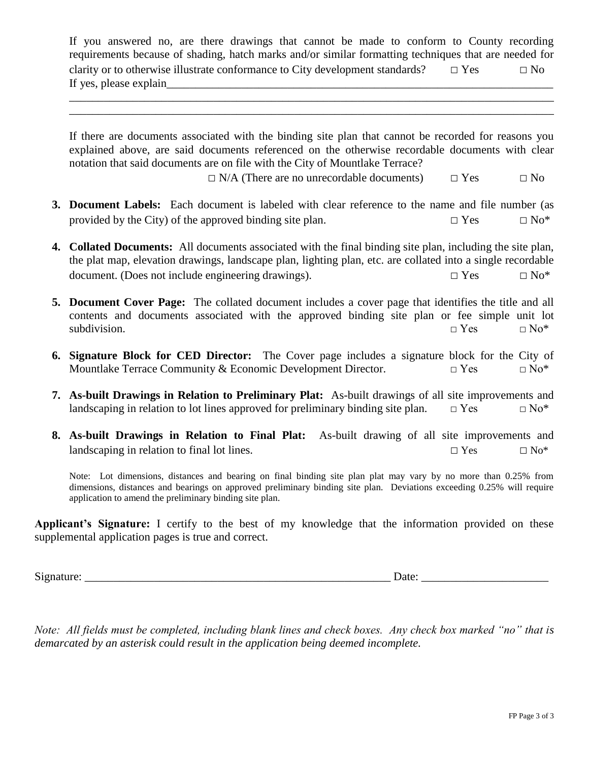If you answered no, are there drawings that cannot be made to conform to County recording requirements because of shading, hatch marks and/or similar formatting techniques that are needed for clarity or to otherwise illustrate conformance to City development standards? □ Yes □ No

If yes, please explain\_\_\_\_\_\_\_\_\_\_\_\_\_\_\_\_\_\_\_\_\_\_\_\_\_\_\_\_\_\_\_\_\_\_\_\_\_\_\_\_\_\_\_\_\_\_\_\_\_\_\_\_\_\_\_\_\_\_\_\_\_\_\_\_\_\_\_\_\_\_

\_\_\_\_\_\_\_\_\_\_\_\_\_\_\_\_\_\_\_\_\_\_\_\_\_\_\_\_\_\_\_\_\_\_\_\_\_\_\_\_\_\_\_\_\_\_\_\_\_\_\_\_\_\_\_\_\_\_\_\_\_\_\_\_\_\_\_\_\_\_\_\_\_\_\_\_\_\_\_\_\_\_\_\_\_\_\_\_

\_\_\_\_\_\_\_\_\_\_\_\_\_\_\_\_\_\_\_\_\_\_\_\_\_\_\_\_\_\_\_\_\_\_\_\_\_\_\_\_\_\_\_\_\_\_\_\_\_\_\_\_\_\_\_\_\_\_\_\_\_\_\_\_\_\_\_\_\_\_\_\_\_\_\_\_\_\_\_\_\_\_\_\_\_\_\_\_

If there are documents associated with the binding site plan that cannot be recorded for reasons you explained above, are said documents referenced on the otherwise recordable documents with clear notation that said documents are on file with the City of Mountlake Terrace?

□ N/A (There are no unrecordable documents) □ Yes □ No

3. **Document Labels:** Each document is labeled with clear reference to the name and file number (as provided by the City) of the approved binding site plan. □ Yes □ No*

4. **Collated Documents:** All documents associated with the final binding site plan, including the site plan, the plat map, elevation drawings, landscape plan, lighting plan, etc. are collated into a single recordable document. (Does not include engineering drawings). □ Yes □ No*

5. **Document Cover Page:** The collated document includes a cover page that identifies the title and all contents and documents associated with the approved binding site plan or fee simple unit lot subdivision. □ Yes □ No*

6. **Signature Block for CED Director:** The Cover page includes a signature block for the City of Mountlake Terrace Community & Economic Development Director. □ Yes □ No*

7. **As-built Drawings in Relation to Preliminary Plat:** As-built drawings of all site improvements and landscaping in relation to lot lines approved for preliminary binding site plan. □ Yes □ No*

8. **As-built Drawings in Relation to Final Plat:** As-built drawing of all site improvements and landscaping in relation to final lot lines. □ Yes □ No*

Note: Lot dimensions, distances and bearing on final binding site plan plat may vary by no more than 0.25% from dimensions, distances and bearings on approved preliminary binding site plan. Deviations exceeding 0.25% will require application to amend the preliminary binding site plan.

**Applicant's Signature:** I certify to the best of my knowledge that the information provided on these supplemental application pages is true and correct.

Signature: \_\_\_\_\_\_\_\_\_\_\_\_\_\_\_\_\_\_\_\_\_\_\_\_\_\_\_\_\_\_\_\_\_\_\_\_\_\_\_\_\_\_\_\_\_\_\_\_\_\_\_\_\_\_\_ Date: \_\_\_\_\_\_\_\_\_\_\_\_\_\_\_\_\_\_\_\_\_\_

*Note: All fields must be completed, including blank lines and check boxes. Any check box marked "no" that is demarcated by an asterisk could result in the application being deemed incomplete.*